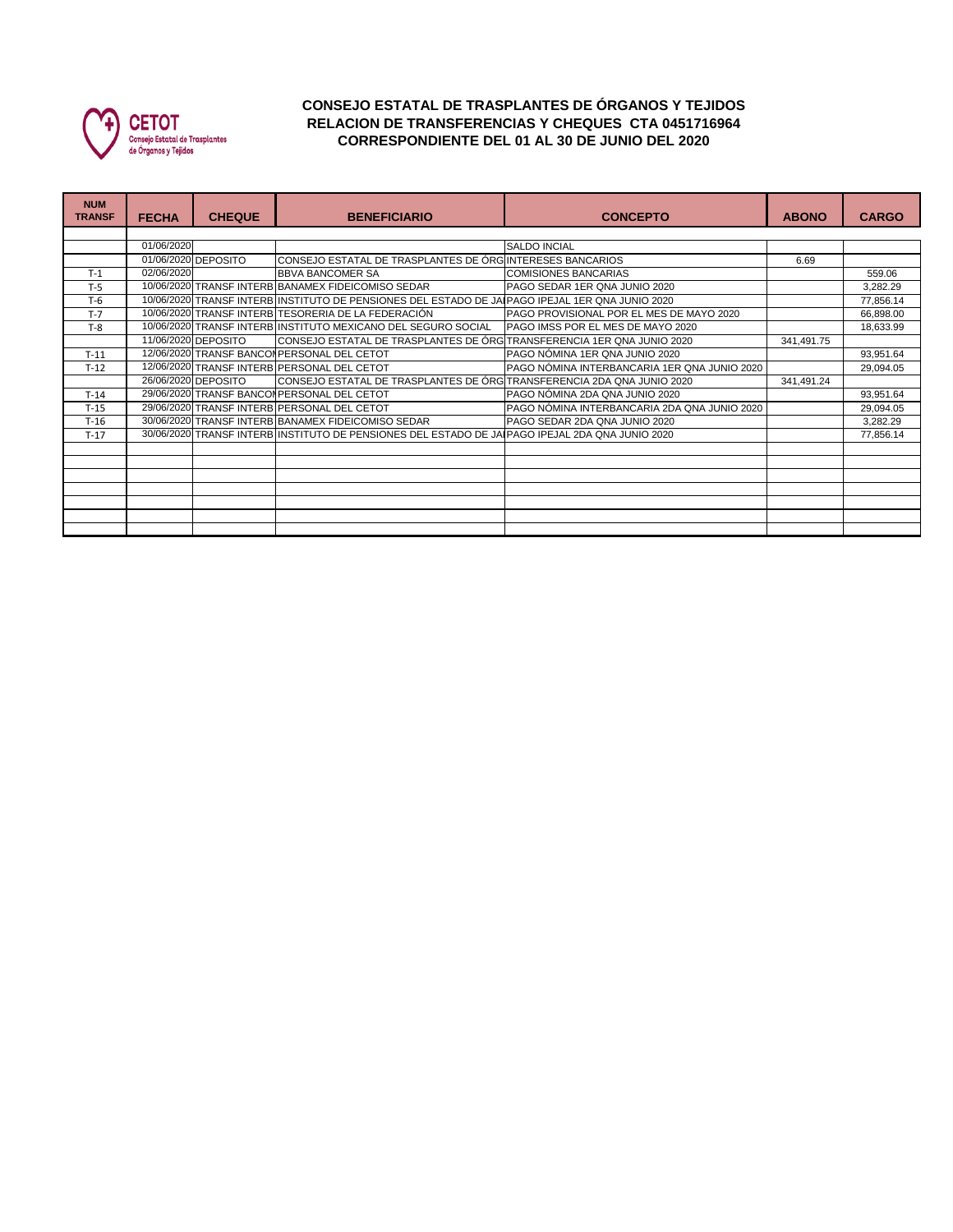CETOT
Consejo Estatal de Trasplantes de Órganos y Tejidos

## CONSEJO ESTATAL DE TRASPLANTES DE ÓRGANOS Y TEJIDOS
## RELACION DE TRANSFERENCIAS Y CHEQUES CTA 0451716964
## CORRESPONDIENTE DEL 01 AL 30 DE JUNIO DEL 2020

| NUM TRANSF | FECHA | CHEQUE | BENEFICIARIO | CONCEPTO | ABONO | CARGO |
|---|---|---|---|---|---|---|
| | 01/06/2020 | | | SALDO INCIAL | | |
| | 01/06/2020 | DEPOSITO | CONSEJO ESTATAL DE TRASPLANTES DE ÓRG | INTERESES BANCARIOS | 6.69 | |
| T-1 | 02/06/2020 | | BBVA BANCOMER SA | COMISIONES BANCARIAS | | 559.06 |
| T-5 | 10/06/2020 | TRANSF INTERB | BANAMEX FIDEICOMISO SEDAR | PAGO SEDAR 1ER QNA JUNIO 2020 | | 3,282.29 |
| T-6 | 10/06/2020 | TRANSF INTERB | INSTITUTO DE PENSIONES DEL ESTADO DE JA | PAGO IPEJAL 1ER QNA JUNIO 2020 | | 77,856.14 |
| T-7 | 10/06/2020 | TRANSF INTERB | TESORERIA DE LA FEDERACIÓN | PAGO PROVISIONAL POR EL MES DE MAYO 2020 | | 66,898.00 |
| T-8 | 10/06/2020 | TRANSF INTERB | INSTITUTO MEXICANO DEL SEGURO SOCIAL | PAGO IMSS POR EL MES DE MAYO 2020 | | 18,633.99 |
| | 11/06/2020 | DEPOSITO | CONSEJO ESTATAL DE TRASPLANTES DE ÓRG | TRANSFERENCIA 1ER QNA JUNIO 2020 | 341,491.75 | |
| T-11 | 12/06/2020 | TRANSF BANCOI | PERSONAL DEL CETOT | PAGO NÓMINA 1ER QNA JUNIO 2020 | | 93,951.64 |
| T-12 | 12/06/2020 | TRANSF INTERB | PERSONAL DEL CETOT | PAGO NÓMINA INTERBANCARIA 1ER QNA JUNIO 2020 | | 29,094.05 |
| | 26/06/2020 | DEPOSITO | CONSEJO ESTATAL DE TRASPLANTES DE ÓRG | TRANSFERENCIA 2DA QNA JUNIO 2020 | 341,491.24 | |
| T-14 | 29/06/2020 | TRANSF BANCOI | PERSONAL DEL CETOT | PAGO NÓMINA 2DA QNA JUNIO 2020 | | 93,951.64 |
| T-15 | 29/06/2020 | TRANSF INTERB | PERSONAL DEL CETOT | PAGO NÓMINA INTERBANCARIA 2DA QNA JUNIO 2020 | | 29,094.05 |
| T-16 | 30/06/2020 | TRANSF INTERB | BANAMEX FIDEICOMISO SEDAR | PAGO SEDAR 2DA QNA JUNIO 2020 | | 3,282.29 |
| T-17 | 30/06/2020 | TRANSF INTERB | INSTITUTO DE PENSIONES DEL ESTADO DE JA | PAGO IPEJAL 2DA QNA JUNIO 2020 | | 77,856.14 |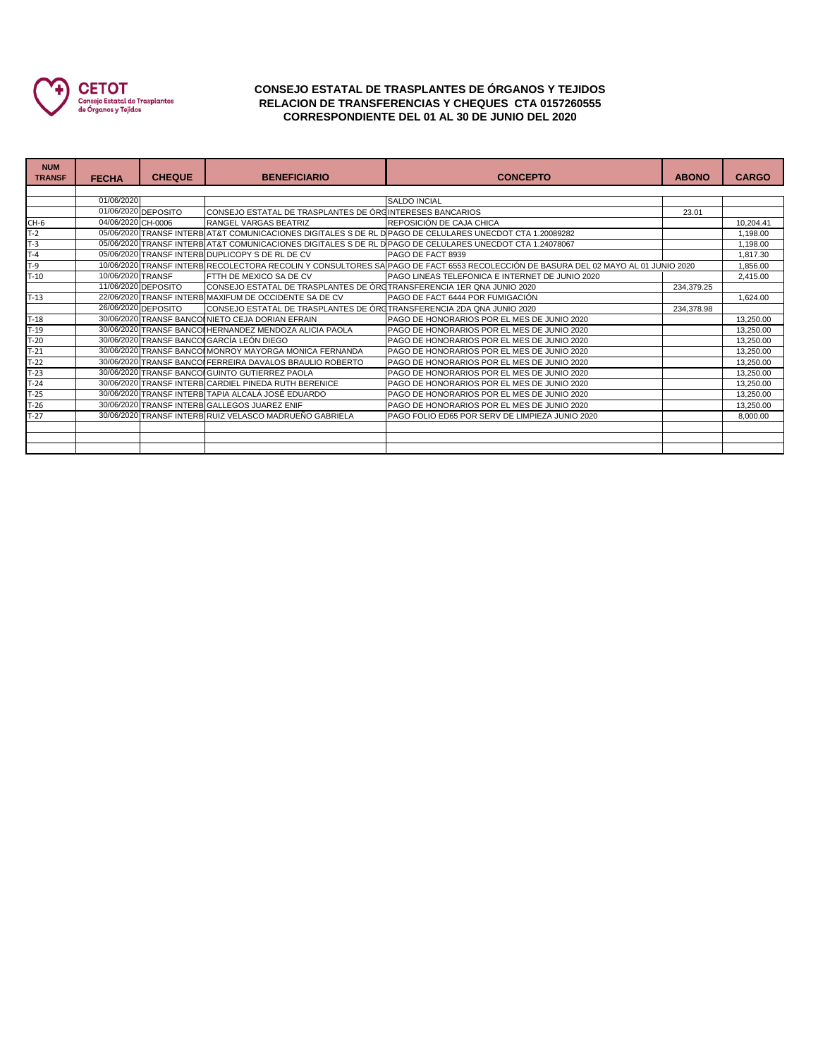CETOT
Consejo Estatal de Trasplantes de Órganos y Tejidos

# CONSEJO ESTATAL DE TRASPLANTES DE ÓRGANOS Y TEJIDOS
## RELACION DE TRANSFERENCIAS Y CHEQUES CTA 0157260555
## CORRESPONDIENTE DEL 01 AL 30 DE JUNIO DEL 2020

| NUM TRANSF | FECHA | CHEQUE | BENEFICIARIO | CONCEPTO | ABONO | CARGO |
|---|---|---|---|---|---|---|
| | 01/06/2020 | | | SALDO INCIAL | | |
| | 01/06/2020 | DEPOSITO | CONSEJO ESTATAL DE TRASPLANTES DE ÓRG | INTERESES BANCARIOS | 23.01 | |
| CH-6 | 04/06/2020 | CH-0006 | RANGEL VARGAS BEATRIZ | REPOSICIÓN DE CAJA CHICA | | 10,204.41 |
| T-2 | 05/06/2020 | TRANSF INTERB | AT&T COMUNICACIONES DIGITALES S DE RL D | PAGO DE CELULARES UNECDOT CTA 1.20089282 | | 1,198.00 |
| T-3 | 05/06/2020 | TRANSF INTERB | AT&T COMUNICACIONES DIGITALES S DE RL D | PAGO DE CELULARES UNECDOT CTA 1.24078067 | | 1,198.00 |
| T-4 | 05/06/2020 | TRANSF INTERB | DUPLICOPY S DE RL DE CV | PAGO DE FACT 8939 | | 1,817.30 |
| T-9 | 10/06/2020 | TRANSF INTERB | RECOLECTORA RECOLIN Y CONSULTORES SA | PAGO DE FACT 6553 RECOLECCIÓN DE BASURA DEL 02 MAYO AL 01 JUNIO 2020 | | 1,856.00 |
| T-10 | 10/06/2020 | TRANSF | FTTH DE MEXICO SA DE CV | PAGO LINEAS TELEFONICA E INTERNET DE JUNIO 2020 | | 2,415.00 |
| | 11/06/2020 | DEPOSITO | CONSEJO ESTATAL DE TRASPLANTES DE ÓRG | TRANSFERENCIA 1ER QNA JUNIO 2020 | 234,379.25 | |
| T-13 | 22/06/2020 | TRANSF INTERB | MAXIFUM DE OCCIDENTE SA DE CV | PAGO DE FACT 6444 POR FUMIGACIÓN | | 1,624.00 |
| | 26/06/2020 | DEPOSITO | CONSEJO ESTATAL DE TRASPLANTES DE ÓRG | TRANSFERENCIA 2DA QNA JUNIO 2020 | 234,378.98 | |
| T-18 | 30/06/2020 | TRANSF BANCO | NIETO CEJA DORIAN EFRAIN | PAGO DE HONORARIOS POR EL MES DE JUNIO 2020 | | 13,250.00 |
| T-19 | 30/06/2020 | TRANSF BANCO | HERNANDEZ MENDOZA ALICIA PAOLA | PAGO DE HONORARIOS POR EL MES DE JUNIO 2020 | | 13,250.00 |
| T-20 | 30/06/2020 | TRANSF BANCO | GARCÍA LEÓN DIEGO | PAGO DE HONORARIOS POR EL MES DE JUNIO 2020 | | 13,250.00 |
| T-21 | 30/06/2020 | TRANSF BANCO | MONROY MAYORGA MONICA FERNANDA | PAGO DE HONORARIOS POR EL MES DE JUNIO 2020 | | 13,250.00 |
| T-22 | 30/06/2020 | TRANSF BANCO | FERREIRA DAVALOS BRAULIO ROBERTO | PAGO DE HONORARIOS POR EL MES DE JUNIO 2020 | | 13,250.00 |
| T-23 | 30/06/2020 | TRANSF BANCO | GUINTO GUTIERREZ PAOLA | PAGO DE HONORARIOS POR EL MES DE JUNIO 2020 | | 13,250.00 |
| T-24 | 30/06/2020 | TRANSF INTERB | CARDIEL PINEDA RUTH BERENICE | PAGO DE HONORARIOS POR EL MES DE JUNIO 2020 | | 13,250.00 |
| T-25 | 30/06/2020 | TRANSF INTERB | TAPIA ALCALÁ JOSÉ EDUARDO | PAGO DE HONORARIOS POR EL MES DE JUNIO 2020 | | 13,250.00 |
| T-26 | 30/06/2020 | TRANSF INTERB | GALLEGOS JUAREZ ENIF | PAGO DE HONORARIOS POR EL MES DE JUNIO 2020 | | 13,250.00 |
| T-27 | 30/06/2020 | TRANSF INTERB | RUIZ VELASCO MADRUEÑO GABRIELA | PAGO FOLIO ED65 POR SERV DE LIMPIEZA JUNIO 2020 | | 8,000.00 |